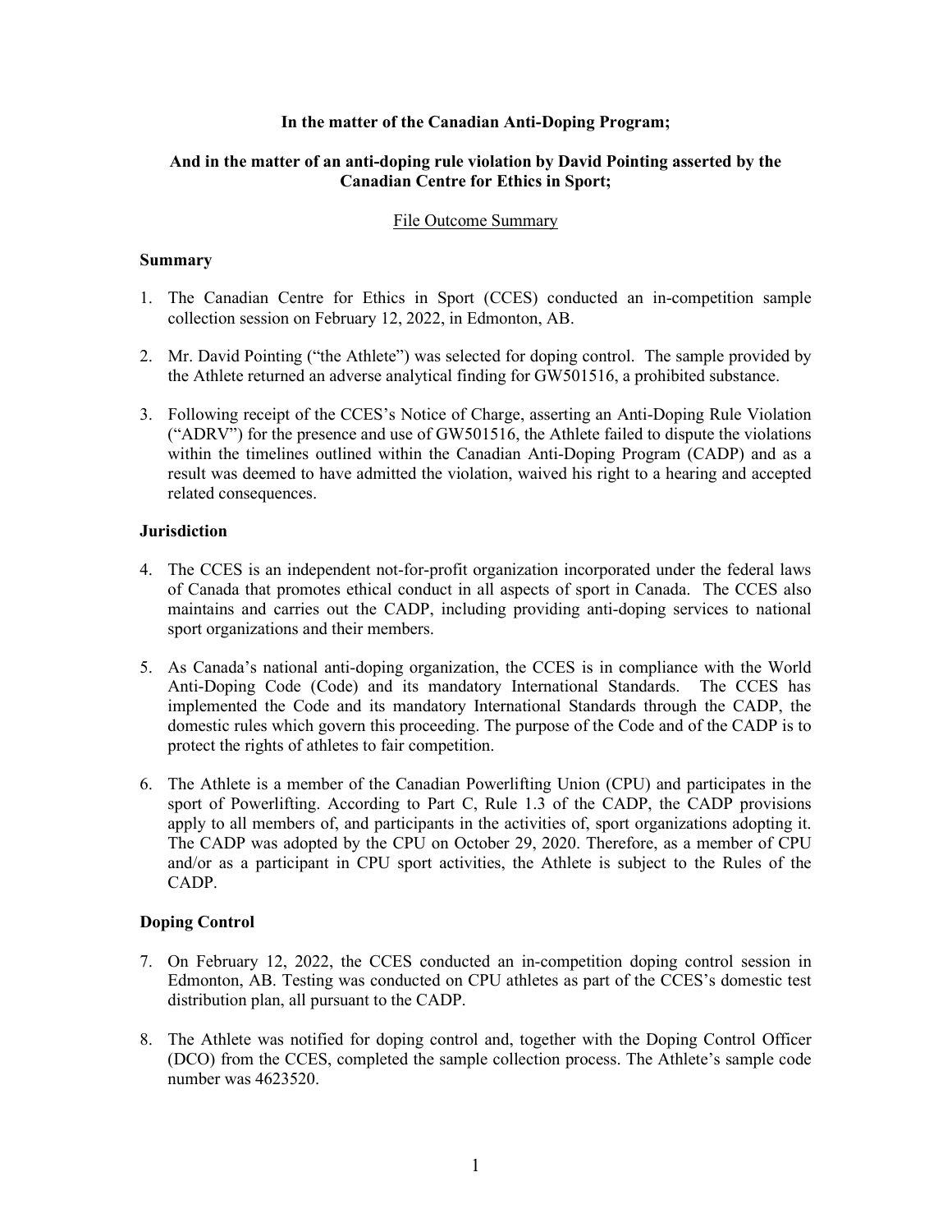**In the matter of the Canadian Anti-Doping Program;**

**And in the matter of an anti-doping rule violation by David Pointing asserted by the Canadian Centre for Ethics in Sport;**

File Outcome Summary

### Summary

1. The Canadian Centre for Ethics in Sport (CCES) conducted an in-competition sample collection session on February 12, 2022, in Edmonton, AB.

2. Mr. David Pointing ("the Athlete") was selected for doping control. The sample provided by the Athlete returned an adverse analytical finding for GW501516, a prohibited substance.

3. Following receipt of the CCES's Notice of Charge, asserting an Anti-Doping Rule Violation ("ADRV") for the presence and use of GW501516, the Athlete failed to dispute the violations within the timelines outlined within the Canadian Anti-Doping Program (CADP) and as a result was deemed to have admitted the violation, waived his right to a hearing and accepted related consequences.

### Jurisdiction

4. The CCES is an independent not-for-profit organization incorporated under the federal laws of Canada that promotes ethical conduct in all aspects of sport in Canada. The CCES also maintains and carries out the CADP, including providing anti-doping services to national sport organizations and their members.

5. As Canada's national anti-doping organization, the CCES is in compliance with the World Anti-Doping Code (Code) and its mandatory International Standards. The CCES has implemented the Code and its mandatory International Standards through the CADP, the domestic rules which govern this proceeding. The purpose of the Code and of the CADP is to protect the rights of athletes to fair competition.

6. The Athlete is a member of the Canadian Powerlifting Union (CPU) and participates in the sport of Powerlifting. According to Part C, Rule 1.3 of the CADP, the CADP provisions apply to all members of, and participants in the activities of, sport organizations adopting it. The CADP was adopted by the CPU on October 29, 2020. Therefore, as a member of CPU and/or as a participant in CPU sport activities, the Athlete is subject to the Rules of the CADP.

### Doping Control

7. On February 12, 2022, the CCES conducted an in-competition doping control session in Edmonton, AB. Testing was conducted on CPU athletes as part of the CCES's domestic test distribution plan, all pursuant to the CADP.

8. The Athlete was notified for doping control and, together with the Doping Control Officer (DCO) from the CCES, completed the sample collection process. The Athlete's sample code number was 4623520.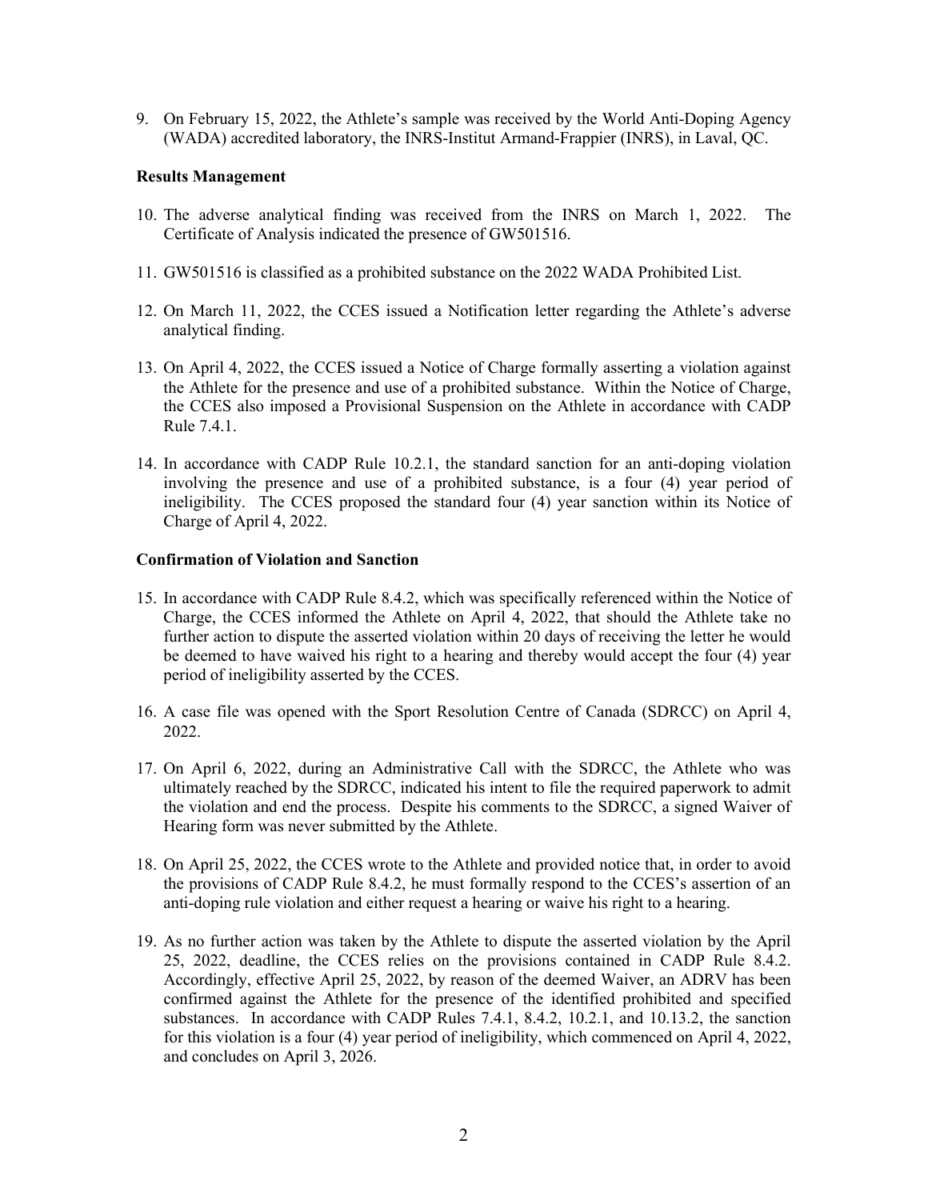9. On February 15, 2022, the Athlete's sample was received by the World Anti-Doping Agency (WADA) accredited laboratory, the INRS-Institut Armand-Frappier (INRS), in Laval, QC.

**Results Management**

10. The adverse analytical finding was received from the INRS on March 1, 2022. The Certificate of Analysis indicated the presence of GW501516.

11. GW501516 is classified as a prohibited substance on the 2022 WADA Prohibited List.

12. On March 11, 2022, the CCES issued a Notification letter regarding the Athlete's adverse analytical finding.

13. On April 4, 2022, the CCES issued a Notice of Charge formally asserting a violation against the Athlete for the presence and use of a prohibited substance. Within the Notice of Charge, the CCES also imposed a Provisional Suspension on the Athlete in accordance with CADP Rule 7.4.1.

14. In accordance with CADP Rule 10.2.1, the standard sanction for an anti-doping violation involving the presence and use of a prohibited substance, is a four (4) year period of ineligibility. The CCES proposed the standard four (4) year sanction within its Notice of Charge of April 4, 2022.

**Confirmation of Violation and Sanction**

15. In accordance with CADP Rule 8.4.2, which was specifically referenced within the Notice of Charge, the CCES informed the Athlete on April 4, 2022, that should the Athlete take no further action to dispute the asserted violation within 20 days of receiving the letter he would be deemed to have waived his right to a hearing and thereby would accept the four (4) year period of ineligibility asserted by the CCES.

16. A case file was opened with the Sport Resolution Centre of Canada (SDRCC) on April 4, 2022.

17. On April 6, 2022, during an Administrative Call with the SDRCC, the Athlete who was ultimately reached by the SDRCC, indicated his intent to file the required paperwork to admit the violation and end the process. Despite his comments to the SDRCC, a signed Waiver of Hearing form was never submitted by the Athlete.

18. On April 25, 2022, the CCES wrote to the Athlete and provided notice that, in order to avoid the provisions of CADP Rule 8.4.2, he must formally respond to the CCES's assertion of an anti-doping rule violation and either request a hearing or waive his right to a hearing.

19. As no further action was taken by the Athlete to dispute the asserted violation by the April 25, 2022, deadline, the CCES relies on the provisions contained in CADP Rule 8.4.2. Accordingly, effective April 25, 2022, by reason of the deemed Waiver, an ADRV has been confirmed against the Athlete for the presence of the identified prohibited and specified substances. In accordance with CADP Rules 7.4.1, 8.4.2, 10.2.1, and 10.13.2, the sanction for this violation is a four (4) year period of ineligibility, which commenced on April 4, 2022, and concludes on April 3, 2026.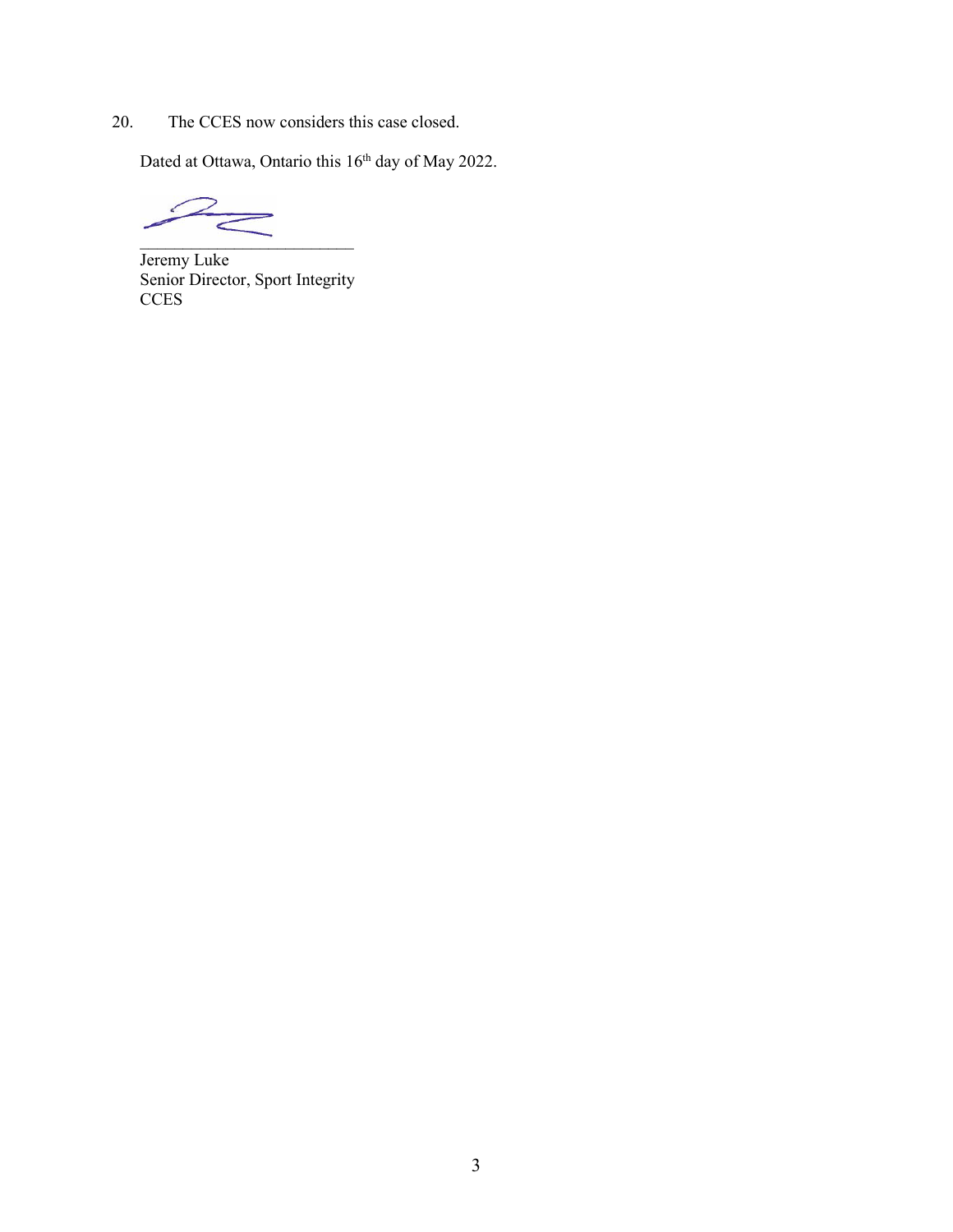20. The CCES now considers this case closed.

Dated at Ottawa, Ontario this 16th day of May 2022.

_________________________

Jeremy Luke
Senior Director, Sport Integrity
CCES